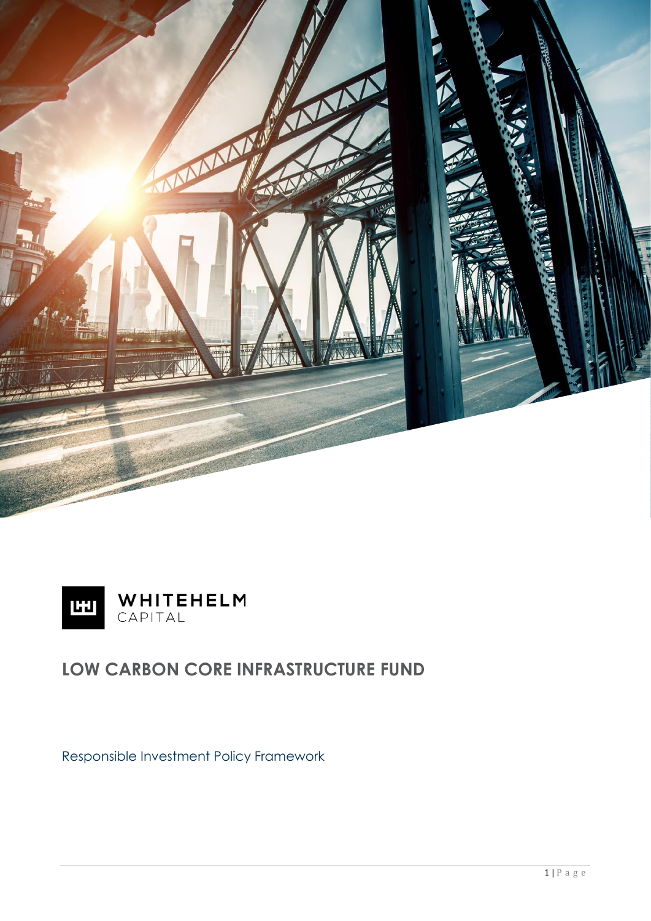WHITEHELM
CAPITAL

# LOW CARBON CORE INFRASTRUCTURE FUND

Responsible Investment Policy Framework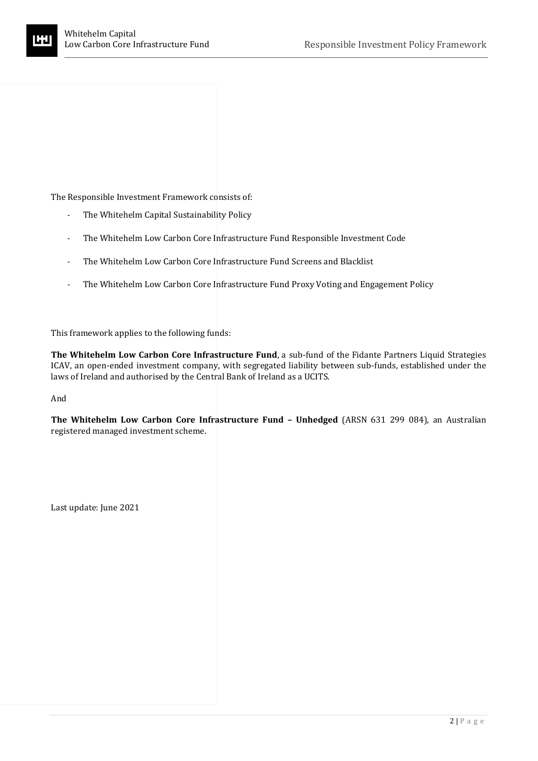The Responsible Investment Framework consists of:

- The Whitehelm Capital Sustainability Policy
- The Whitehelm Low Carbon Core Infrastructure Fund Responsible Investment Code
- The Whitehelm Low Carbon Core Infrastructure Fund Screens and Blacklist
- The Whitehelm Low Carbon Core Infrastructure Fund Proxy Voting and Engagement Policy

This framework applies to the following funds:

**The Whitehelm Low Carbon Core Infrastructure Fund**, a sub-fund of the Fidante Partners Liquid Strategies ICAV, an open-ended investment company, with segregated liability between sub-funds, established under the laws of Ireland and authorised by the Central Bank of Ireland as a UCITS.

And

**The Whitehelm Low Carbon Core Infrastructure Fund – Unhedged** (ARSN 631 299 084), an Australian registered managed investment scheme.

Last update: June 2021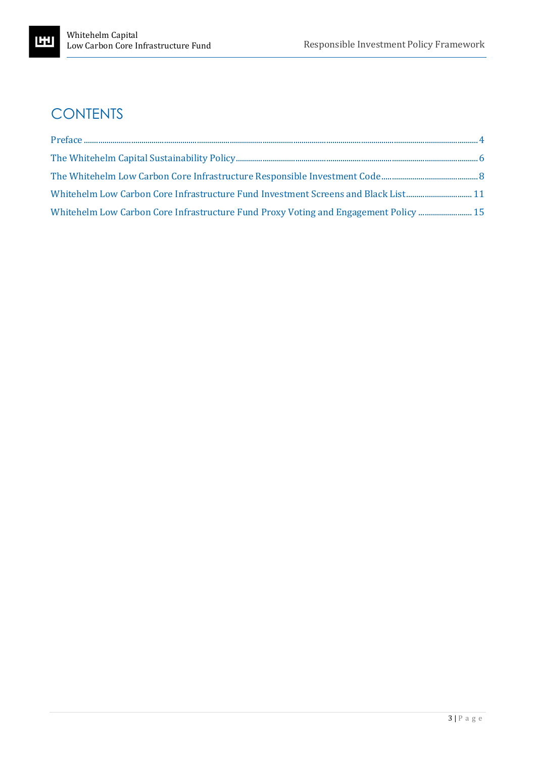# CONTENTS

Preface ........................................................................................................................................... 4

The Whitehelm Capital Sustainability Policy ....................................................................................... 6

The Whitehelm Low Carbon Core Infrastructure Responsible Investment Code .................................... 8

Whitehelm Low Carbon Core Infrastructure Fund Investment Screens and Black List ............................ 11

Whitehelm Low Carbon Core Infrastructure Fund Proxy Voting and Engagement Policy .......................... 15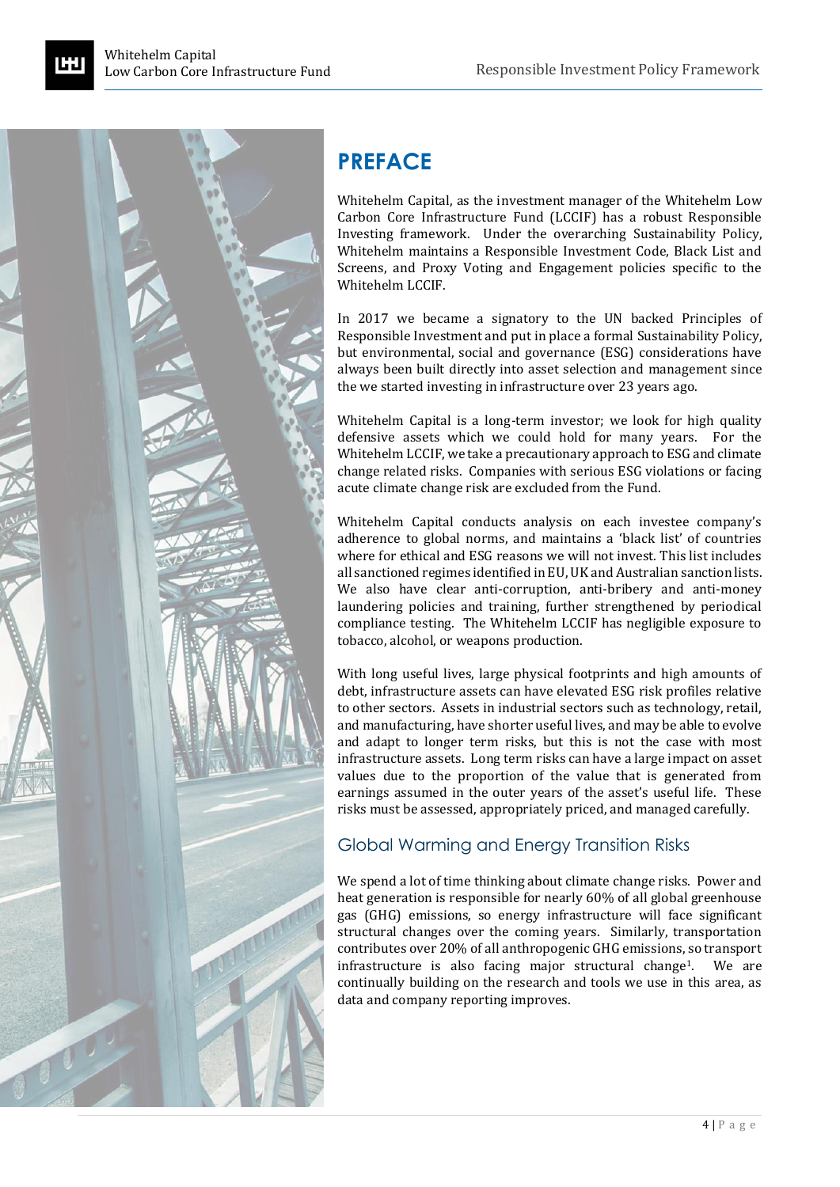# PREFACE

Whitehelm Capital, as the investment manager of the Whitehelm Low Carbon Core Infrastructure Fund (LCCIF) has a robust Responsible Investing framework. Under the overarching Sustainability Policy, Whitehelm maintains a Responsible Investment Code, Black List and Screens, and Proxy Voting and Engagement policies specific to the Whitehelm LCCIF.

In 2017 we became a signatory to the UN backed Principles of Responsible Investment and put in place a formal Sustainability Policy, but environmental, social and governance (ESG) considerations have always been built directly into asset selection and management since the we started investing in infrastructure over 23 years ago.

Whitehelm Capital is a long-term investor; we look for high quality defensive assets which we could hold for many years. For the Whitehelm LCCIF, we take a precautionary approach to ESG and climate change related risks. Companies with serious ESG violations or facing acute climate change risk are excluded from the Fund.

Whitehelm Capital conducts analysis on each investee company's adherence to global norms, and maintains a 'black list' of countries where for ethical and ESG reasons we will not invest. This list includes all sanctioned regimes identified in EU, UK and Australian sanction lists. We also have clear anti-corruption, anti-bribery and anti-money laundering policies and training, further strengthened by periodical compliance testing. The Whitehelm LCCIF has negligible exposure to tobacco, alcohol, or weapons production.

With long useful lives, large physical footprints and high amounts of debt, infrastructure assets can have elevated ESG risk profiles relative to other sectors. Assets in industrial sectors such as technology, retail, and manufacturing, have shorter useful lives, and may be able to evolve and adapt to longer term risks, but this is not the case with most infrastructure assets. Long term risks can have a large impact on asset values due to the proportion of the value that is generated from earnings assumed in the outer years of the asset's useful life. These risks must be assessed, appropriately priced, and managed carefully.

## Global Warming and Energy Transition Risks

We spend a lot of time thinking about climate change risks. Power and heat generation is responsible for nearly 60% of all global greenhouse gas (GHG) emissions, so energy infrastructure will face significant structural changes over the coming years. Similarly, transportation contributes over 20% of all anthropogenic GHG emissions, so transport infrastructure is also facing major structural change[1]. We are continually building on the research and tools we use in this area, as data and company reporting improves.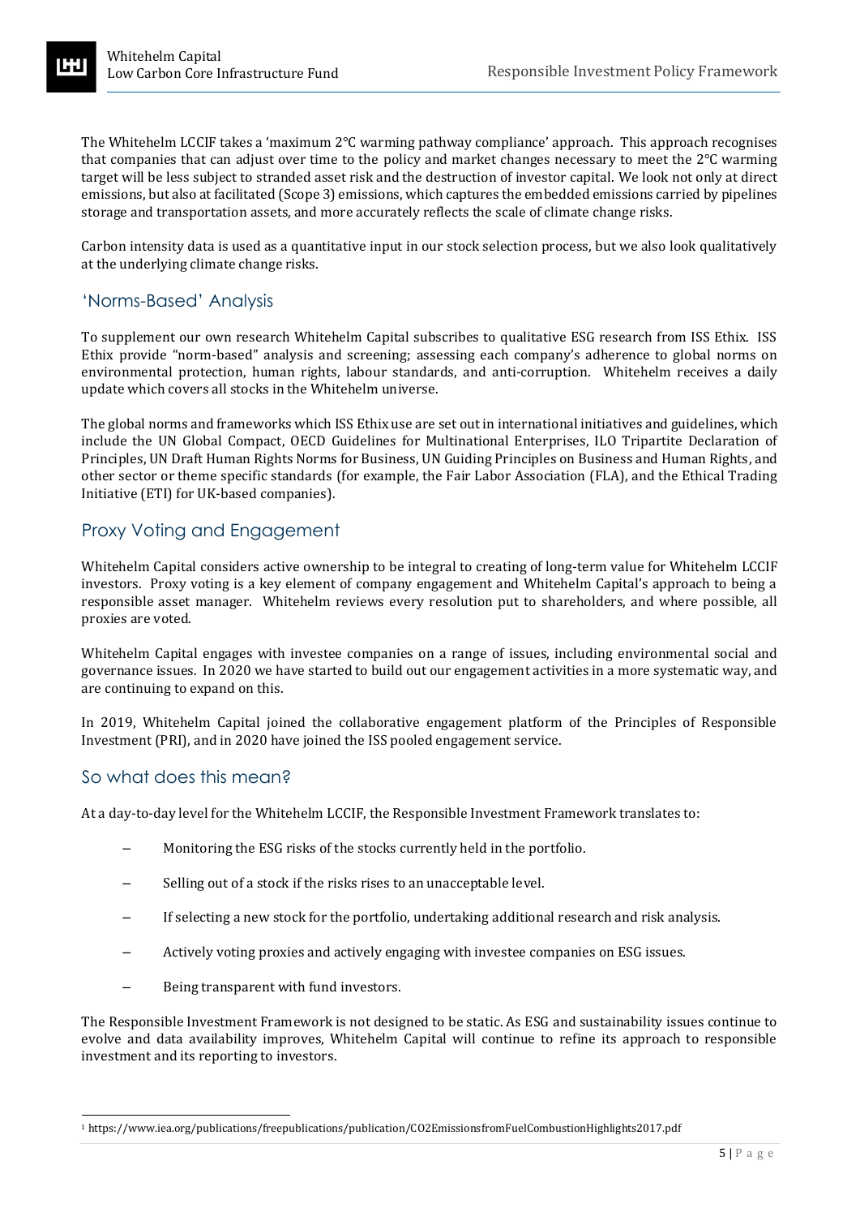The Whitehelm LCCIF takes a 'maximum 2°C warming pathway compliance' approach. This approach recognises that companies that can adjust over time to the policy and market changes necessary to meet the 2°C warming target will be less subject to stranded asset risk and the destruction of investor capital. We look not only at direct emissions, but also at facilitated (Scope 3) emissions, which captures the embedded emissions carried by pipelines storage and transportation assets, and more accurately reflects the scale of climate change risks.

Carbon intensity data is used as a quantitative input in our stock selection process, but we also look qualitatively at the underlying climate change risks.

## 'Norms-Based' Analysis

To supplement our own research Whitehelm Capital subscribes to qualitative ESG research from ISS Ethix. ISS Ethix provide "norm-based" analysis and screening; assessing each company's adherence to global norms on environmental protection, human rights, labour standards, and anti-corruption. Whitehelm receives a daily update which covers all stocks in the Whitehelm universe.

The global norms and frameworks which ISS Ethix use are set out in international initiatives and guidelines, which include the UN Global Compact, OECD Guidelines for Multinational Enterprises, ILO Tripartite Declaration of Principles, UN Draft Human Rights Norms for Business, UN Guiding Principles on Business and Human Rights, and other sector or theme specific standards (for example, the Fair Labor Association (FLA), and the Ethical Trading Initiative (ETI) for UK-based companies).

## Proxy Voting and Engagement

Whitehelm Capital considers active ownership to be integral to creating of long-term value for Whitehelm LCCIF investors. Proxy voting is a key element of company engagement and Whitehelm Capital's approach to being a responsible asset manager. Whitehelm reviews every resolution put to shareholders, and where possible, all proxies are voted.

Whitehelm Capital engages with investee companies on a range of issues, including environmental social and governance issues. In 2020 we have started to build out our engagement activities in a more systematic way, and are continuing to expand on this.

In 2019, Whitehelm Capital joined the collaborative engagement platform of the Principles of Responsible Investment (PRI), and in 2020 have joined the ISS pooled engagement service.

## So what does this mean?

At a day-to-day level for the Whitehelm LCCIF, the Responsible Investment Framework translates to:

- Monitoring the ESG risks of the stocks currently held in the portfolio.
- Selling out of a stock if the risks rises to an unacceptable level.
- If selecting a new stock for the portfolio, undertaking additional research and risk analysis.
- Actively voting proxies and actively engaging with investee companies on ESG issues.
- Being transparent with fund investors.

The Responsible Investment Framework is not designed to be static. As ESG and sustainability issues continue to evolve and data availability improves, Whitehelm Capital will continue to refine its approach to responsible investment and its reporting to investors.

[1] https://www.iea.org/publications/freepublications/publication/CO2EmissionsfromFuelCombustionHighlights2017.pdf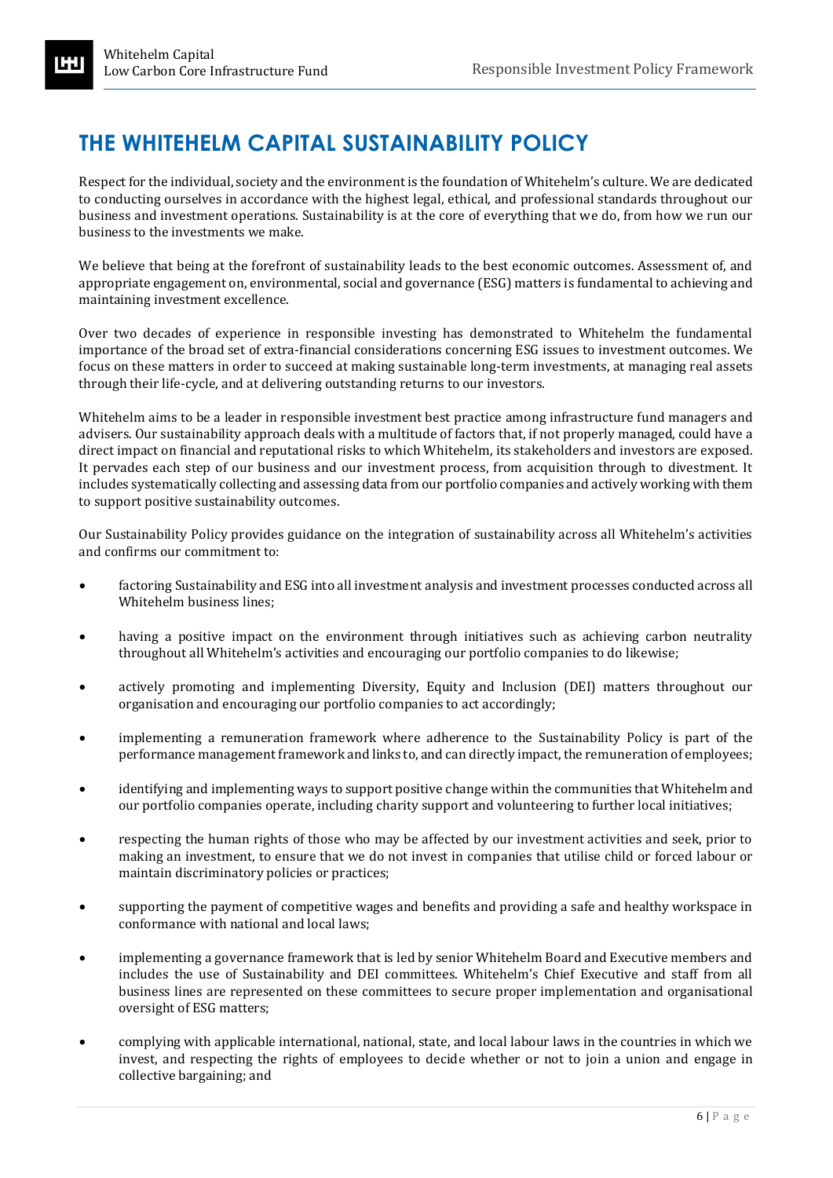# THE WHITEHELM CAPITAL SUSTAINABILITY POLICY

Respect for the individual, society and the environment is the foundation of Whitehelm's culture. We are dedicated to conducting ourselves in accordance with the highest legal, ethical, and professional standards throughout our business and investment operations. Sustainability is at the core of everything that we do, from how we run our business to the investments we make.

We believe that being at the forefront of sustainability leads to the best economic outcomes. Assessment of, and appropriate engagement on, environmental, social and governance (ESG) matters is fundamental to achieving and maintaining investment excellence.

Over two decades of experience in responsible investing has demonstrated to Whitehelm the fundamental importance of the broad set of extra-financial considerations concerning ESG issues to investment outcomes. We focus on these matters in order to succeed at making sustainable long-term investments, at managing real assets through their life-cycle, and at delivering outstanding returns to our investors.

Whitehelm aims to be a leader in responsible investment best practice among infrastructure fund managers and advisers. Our sustainability approach deals with a multitude of factors that, if not properly managed, could have a direct impact on financial and reputational risks to which Whitehelm, its stakeholders and investors are exposed. It pervades each step of our business and our investment process, from acquisition through to divestment. It includes systematically collecting and assessing data from our portfolio companies and actively working with them to support positive sustainability outcomes.

Our Sustainability Policy provides guidance on the integration of sustainability across all Whitehelm's activities and confirms our commitment to:

- factoring Sustainability and ESG into all investment analysis and investment processes conducted across all Whitehelm business lines;
- having a positive impact on the environment through initiatives such as achieving carbon neutrality throughout all Whitehelm's activities and encouraging our portfolio companies to do likewise;
- actively promoting and implementing Diversity, Equity and Inclusion (DEI) matters throughout our organisation and encouraging our portfolio companies to act accordingly;
- implementing a remuneration framework where adherence to the Sustainability Policy is part of the performance management framework and links to, and can directly impact, the remuneration of employees;
- identifying and implementing ways to support positive change within the communities that Whitehelm and our portfolio companies operate, including charity support and volunteering to further local initiatives;
- respecting the human rights of those who may be affected by our investment activities and seek, prior to making an investment, to ensure that we do not invest in companies that utilise child or forced labour or maintain discriminatory policies or practices;
- supporting the payment of competitive wages and benefits and providing a safe and healthy workspace in conformance with national and local laws;
- implementing a governance framework that is led by senior Whitehelm Board and Executive members and includes the use of Sustainability and DEI committees. Whitehelm's Chief Executive and staff from all business lines are represented on these committees to secure proper implementation and organisational oversight of ESG matters;
- complying with applicable international, national, state, and local labour laws in the countries in which we invest, and respecting the rights of employees to decide whether or not to join a union and engage in collective bargaining; and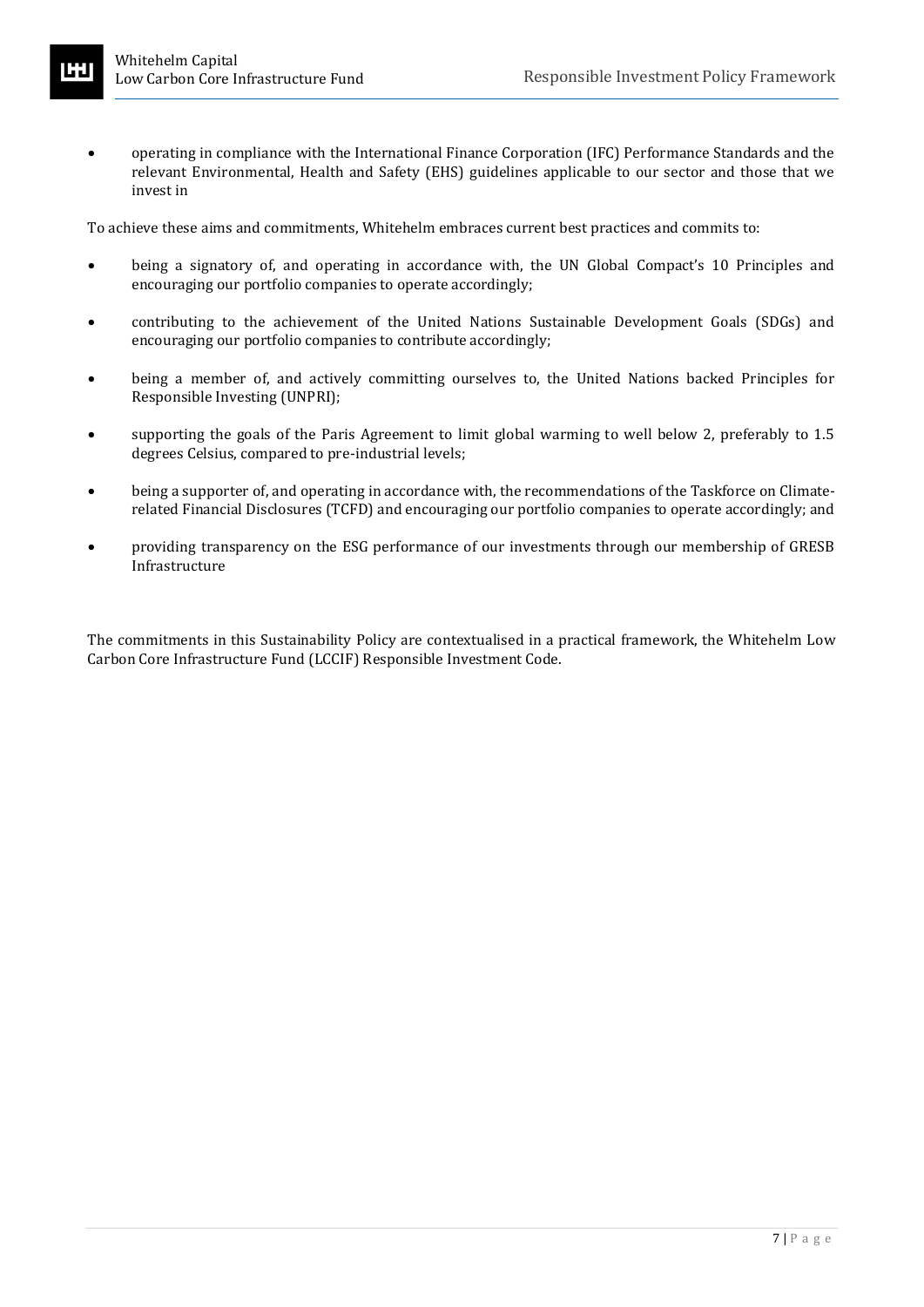- operating in compliance with the International Finance Corporation (IFC) Performance Standards and the relevant Environmental, Health and Safety (EHS) guidelines applicable to our sector and those that we invest in

To achieve these aims and commitments, Whitehelm embraces current best practices and commits to:

- being a signatory of, and operating in accordance with, the UN Global Compact's 10 Principles and encouraging our portfolio companies to operate accordingly;
- contributing to the achievement of the United Nations Sustainable Development Goals (SDGs) and encouraging our portfolio companies to contribute accordingly;
- being a member of, and actively committing ourselves to, the United Nations backed Principles for Responsible Investing (UNPRI);
- supporting the goals of the Paris Agreement to limit global warming to well below 2, preferably to 1.5 degrees Celsius, compared to pre-industrial levels;
- being a supporter of, and operating in accordance with, the recommendations of the Taskforce on Climate-related Financial Disclosures (TCFD) and encouraging our portfolio companies to operate accordingly; and
- providing transparency on the ESG performance of our investments through our membership of GRESB Infrastructure

The commitments in this Sustainability Policy are contextualised in a practical framework, the Whitehelm Low Carbon Core Infrastructure Fund (LCCIF) Responsible Investment Code.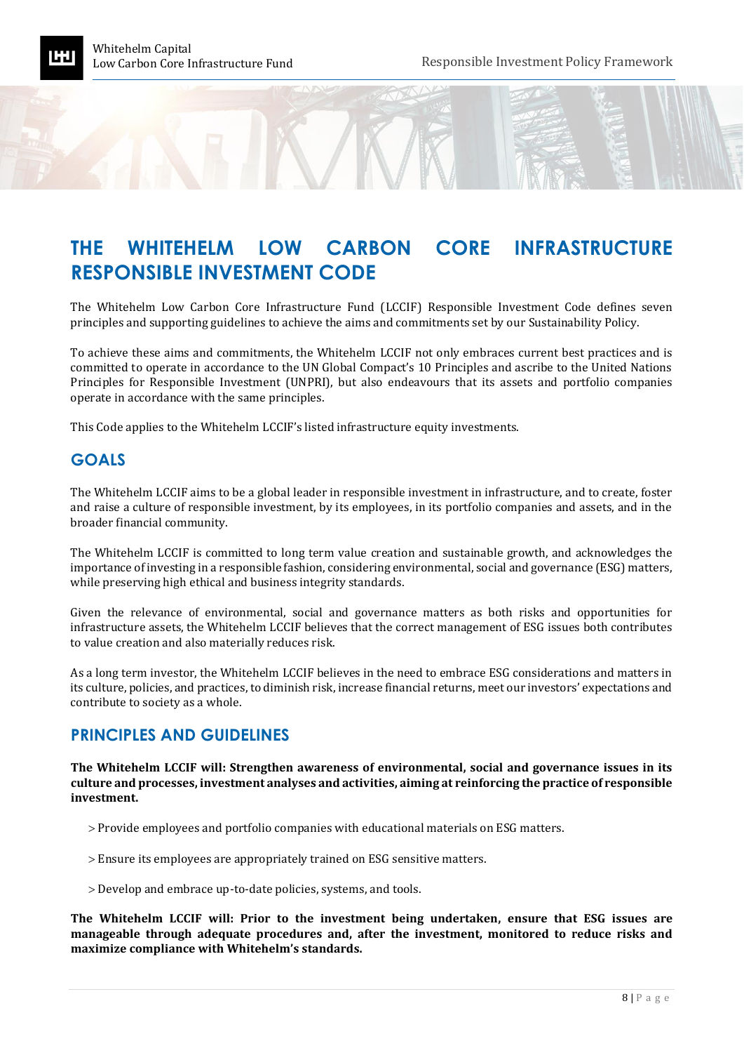# THE WHITEHELM LOW CARBON CORE INFRASTRUCTURE RESPONSIBLE INVESTMENT CODE

The Whitehelm Low Carbon Core Infrastructure Fund (LCCIF) Responsible Investment Code defines seven principles and supporting guidelines to achieve the aims and commitments set by our Sustainability Policy.

To achieve these aims and commitments, the Whitehelm LCCIF not only embraces current best practices and is committed to operate in accordance to the UN Global Compact's 10 Principles and ascribe to the United Nations Principles for Responsible Investment (UNPRI), but also endeavours that its assets and portfolio companies operate in accordance with the same principles.

This Code applies to the Whitehelm LCCIF's listed infrastructure equity investments.

## GOALS

The Whitehelm LCCIF aims to be a global leader in responsible investment in infrastructure, and to create, foster and raise a culture of responsible investment, by its employees, in its portfolio companies and assets, and in the broader financial community.

The Whitehelm LCCIF is committed to long term value creation and sustainable growth, and acknowledges the importance of investing in a responsible fashion, considering environmental, social and governance (ESG) matters, while preserving high ethical and business integrity standards.

Given the relevance of environmental, social and governance matters as both risks and opportunities for infrastructure assets, the Whitehelm LCCIF believes that the correct management of ESG issues both contributes to value creation and also materially reduces risk.

As a long term investor, the Whitehelm LCCIF believes in the need to embrace ESG considerations and matters in its culture, policies, and practices, to diminish risk, increase financial returns, meet our investors' expectations and contribute to society as a whole.

## PRINCIPLES AND GUIDELINES

**The Whitehelm LCCIF will: Strengthen awareness of environmental, social and governance issues in its culture and processes, investment analyses and activities, aiming at reinforcing the practice of responsible investment.**

> Provide employees and portfolio companies with educational materials on ESG matters.

> Ensure its employees are appropriately trained on ESG sensitive matters.

> Develop and embrace up-to-date policies, systems, and tools.

**The Whitehelm LCCIF will: Prior to the investment being undertaken, ensure that ESG issues are manageable through adequate procedures and, after the investment, monitored to reduce risks and maximize compliance with Whitehelm's standards.**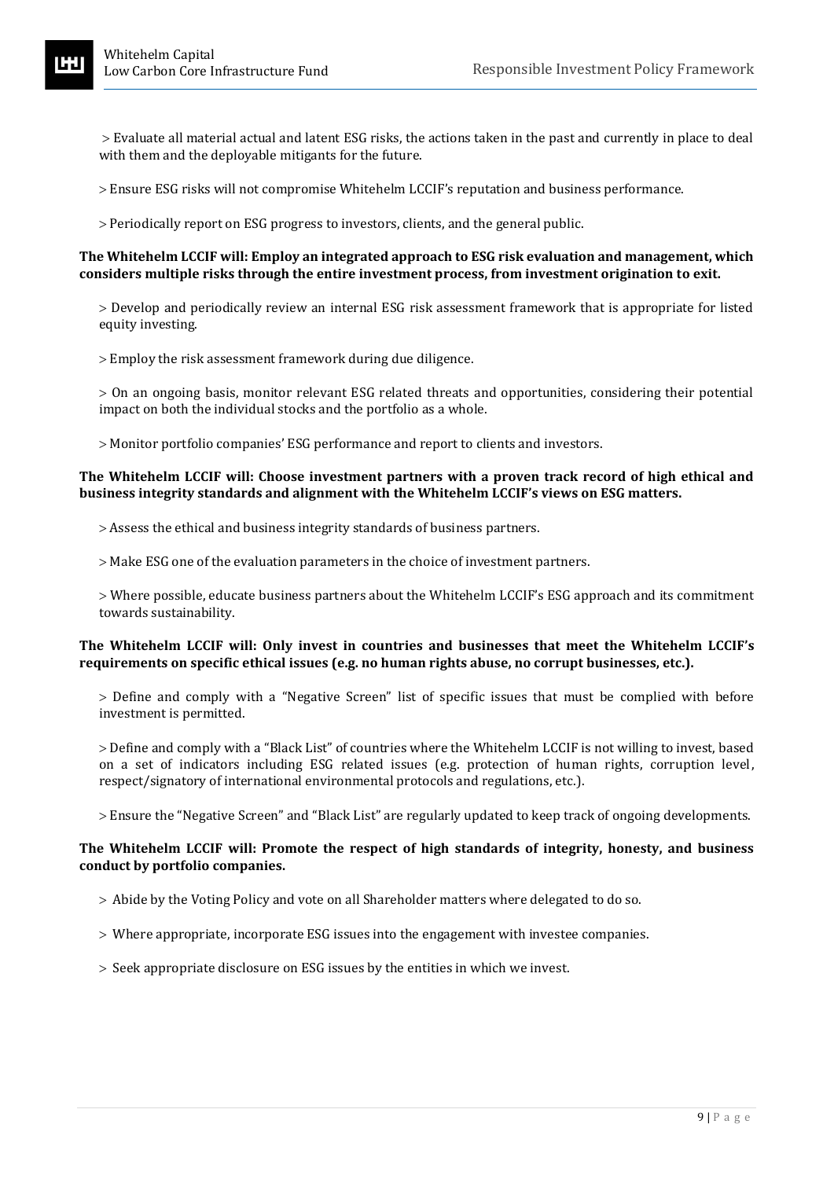> Evaluate all material actual and latent ESG risks, the actions taken in the past and currently in place to deal with them and the deployable mitigants for the future.

> Ensure ESG risks will not compromise Whitehelm LCCIF's reputation and business performance.

> Periodically report on ESG progress to investors, clients, and the general public.

**The Whitehelm LCCIF will: Employ an integrated approach to ESG risk evaluation and management, which considers multiple risks through the entire investment process, from investment origination to exit.**

> Develop and periodically review an internal ESG risk assessment framework that is appropriate for listed equity investing.

> Employ the risk assessment framework during due diligence.

> On an ongoing basis, monitor relevant ESG related threats and opportunities, considering their potential impact on both the individual stocks and the portfolio as a whole.

> Monitor portfolio companies' ESG performance and report to clients and investors.

**The Whitehelm LCCIF will: Choose investment partners with a proven track record of high ethical and business integrity standards and alignment with the Whitehelm LCCIF's views on ESG matters.**

> Assess the ethical and business integrity standards of business partners.

> Make ESG one of the evaluation parameters in the choice of investment partners.

> Where possible, educate business partners about the Whitehelm LCCIF's ESG approach and its commitment towards sustainability.

**The Whitehelm LCCIF will: Only invest in countries and businesses that meet the Whitehelm LCCIF's requirements on specific ethical issues (e.g. no human rights abuse, no corrupt businesses, etc.).**

> Define and comply with a "Negative Screen" list of specific issues that must be complied with before investment is permitted.

> Define and comply with a "Black List" of countries where the Whitehelm LCCIF is not willing to invest, based on a set of indicators including ESG related issues (e.g. protection of human rights, corruption level, respect/signatory of international environmental protocols and regulations, etc.).

> Ensure the "Negative Screen" and "Black List" are regularly updated to keep track of ongoing developments.

**The Whitehelm LCCIF will: Promote the respect of high standards of integrity, honesty, and business conduct by portfolio companies.**

> Abide by the Voting Policy and vote on all Shareholder matters where delegated to do so.

> Where appropriate, incorporate ESG issues into the engagement with investee companies.

> Seek appropriate disclosure on ESG issues by the entities in which we invest.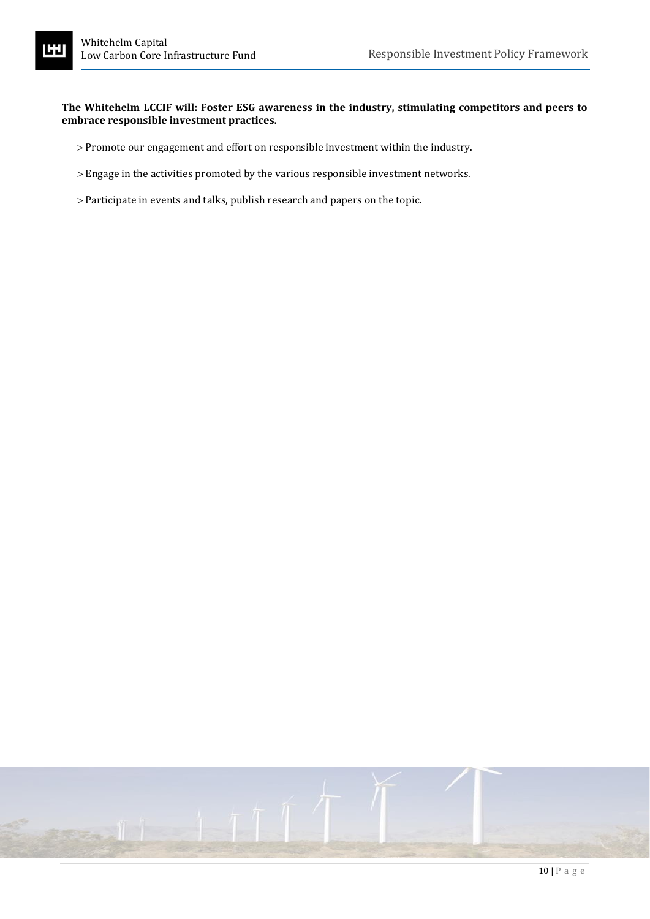**The Whitehelm LCCIF will: Foster ESG awareness in the industry, stimulating competitors and peers to embrace responsible investment practices.**

> Promote our engagement and effort on responsible investment within the industry.

> Engage in the activities promoted by the various responsible investment networks.

> Participate in events and talks, publish research and papers on the topic.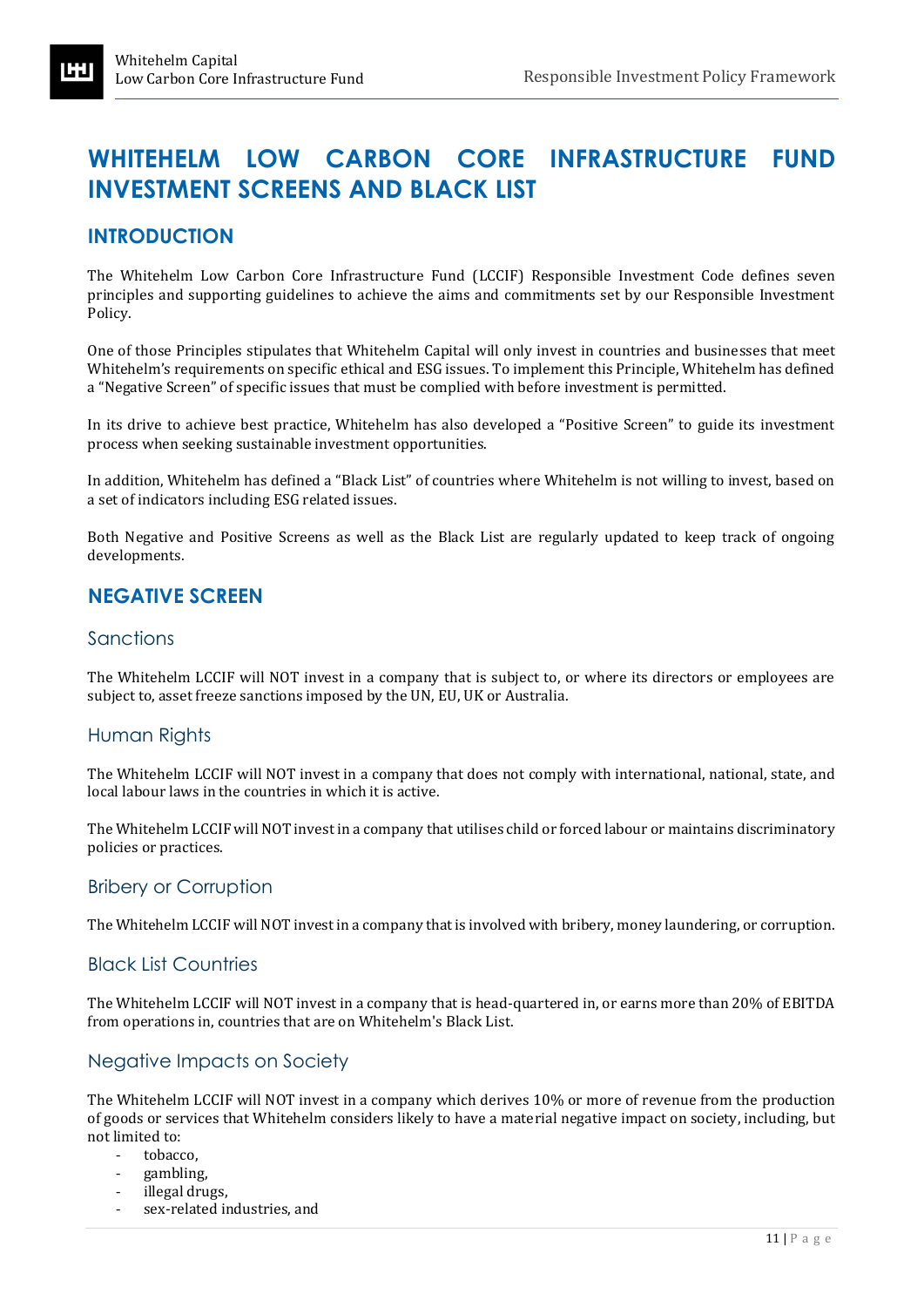# WHITEHELM LOW CARBON CORE INFRASTRUCTURE FUND INVESTMENT SCREENS AND BLACK LIST

## INTRODUCTION

The Whitehelm Low Carbon Core Infrastructure Fund (LCCIF) Responsible Investment Code defines seven principles and supporting guidelines to achieve the aims and commitments set by our Responsible Investment Policy.

One of those Principles stipulates that Whitehelm Capital will only invest in countries and businesses that meet Whitehelm's requirements on specific ethical and ESG issues. To implement this Principle, Whitehelm has defined a "Negative Screen" of specific issues that must be complied with before investment is permitted.

In its drive to achieve best practice, Whitehelm has also developed a "Positive Screen" to guide its investment process when seeking sustainable investment opportunities.

In addition, Whitehelm has defined a "Black List" of countries where Whitehelm is not willing to invest, based on a set of indicators including ESG related issues.

Both Negative and Positive Screens as well as the Black List are regularly updated to keep track of ongoing developments.

## NEGATIVE SCREEN

### Sanctions

The Whitehelm LCCIF will NOT invest in a company that is subject to, or where its directors or employees are subject to, asset freeze sanctions imposed by the UN, EU, UK or Australia.

### Human Rights

The Whitehelm LCCIF will NOT invest in a company that does not comply with international, national, state, and local labour laws in the countries in which it is active.

The Whitehelm LCCIF will NOT invest in a company that utilises child or forced labour or maintains discriminatory policies or practices.

### Bribery or Corruption

The Whitehelm LCCIF will NOT invest in a company that is involved with bribery, money laundering, or corruption.

### Black List Countries

The Whitehelm LCCIF will NOT invest in a company that is head-quartered in, or earns more than 20% of EBITDA from operations in, countries that are on Whitehelm's Black List.

### Negative Impacts on Society

The Whitehelm LCCIF will NOT invest in a company which derives 10% or more of revenue from the production of goods or services that Whitehelm considers likely to have a material negative impact on society, including, but not limited to:

- tobacco,
- gambling,
- illegal drugs,
- sex-related industries, and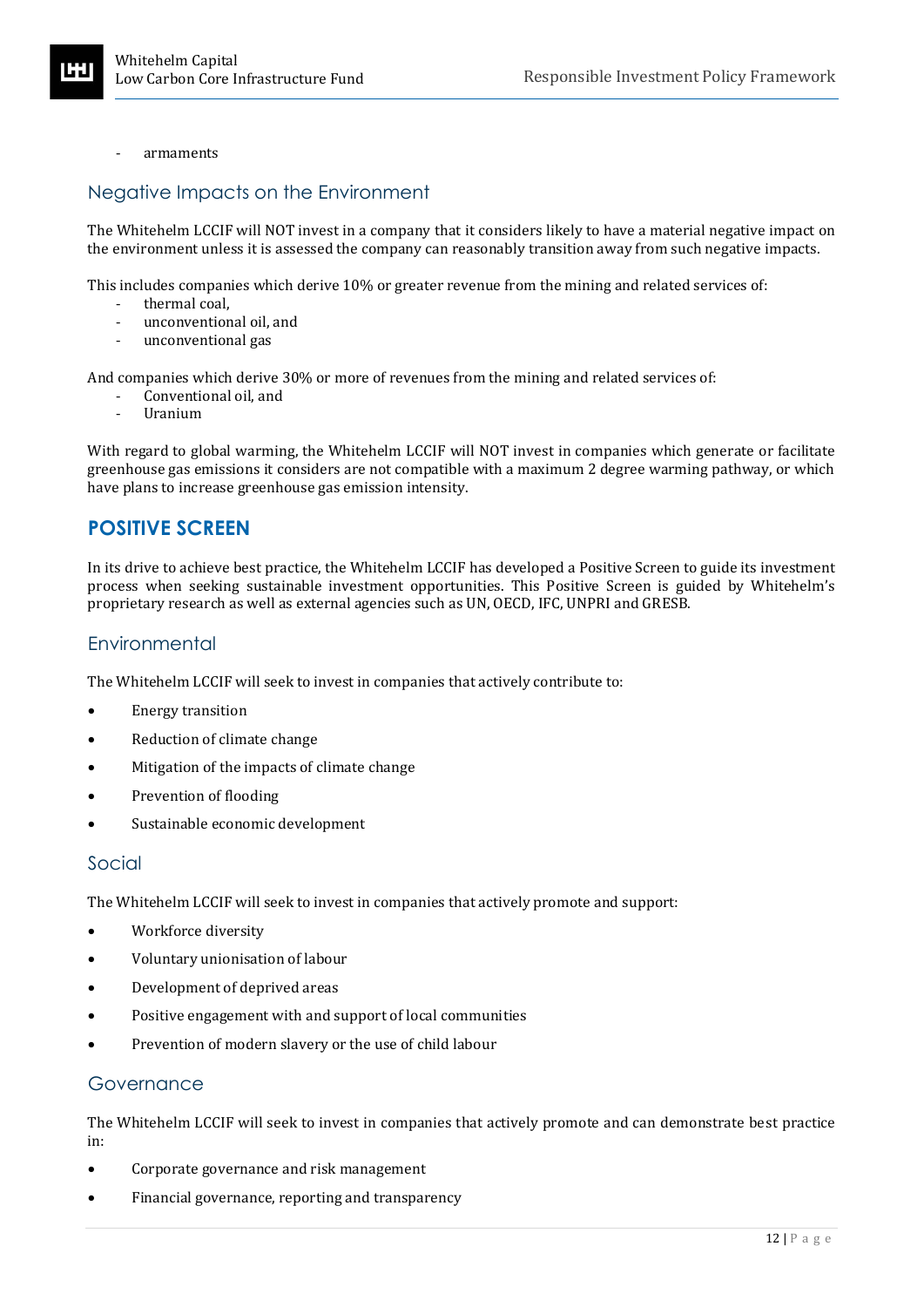- armaments

### Negative Impacts on the Environment

The Whitehelm LCCIF will NOT invest in a company that it considers likely to have a material negative impact on the environment unless it is assessed the company can reasonably transition away from such negative impacts.

This includes companies which derive 10% or greater revenue from the mining and related services of:

- thermal coal,
- unconventional oil, and
- unconventional gas

And companies which derive 30% or more of revenues from the mining and related services of:

- Conventional oil, and
- Uranium

With regard to global warming, the Whitehelm LCCIF will NOT invest in companies which generate or facilitate greenhouse gas emissions it considers are not compatible with a maximum 2 degree warming pathway, or which have plans to increase greenhouse gas emission intensity.

## POSITIVE SCREEN

In its drive to achieve best practice, the Whitehelm LCCIF has developed a Positive Screen to guide its investment process when seeking sustainable investment opportunities. This Positive Screen is guided by Whitehelm's proprietary research as well as external agencies such as UN, OECD, IFC, UNPRI and GRESB.

### Environmental

The Whitehelm LCCIF will seek to invest in companies that actively contribute to:

- Energy transition
- Reduction of climate change
- Mitigation of the impacts of climate change
- Prevention of flooding
- Sustainable economic development

### Social

The Whitehelm LCCIF will seek to invest in companies that actively promote and support:

- Workforce diversity
- Voluntary unionisation of labour
- Development of deprived areas
- Positive engagement with and support of local communities
- Prevention of modern slavery or the use of child labour

### Governance

The Whitehelm LCCIF will seek to invest in companies that actively promote and can demonstrate best practice in:

- Corporate governance and risk management
- Financial governance, reporting and transparency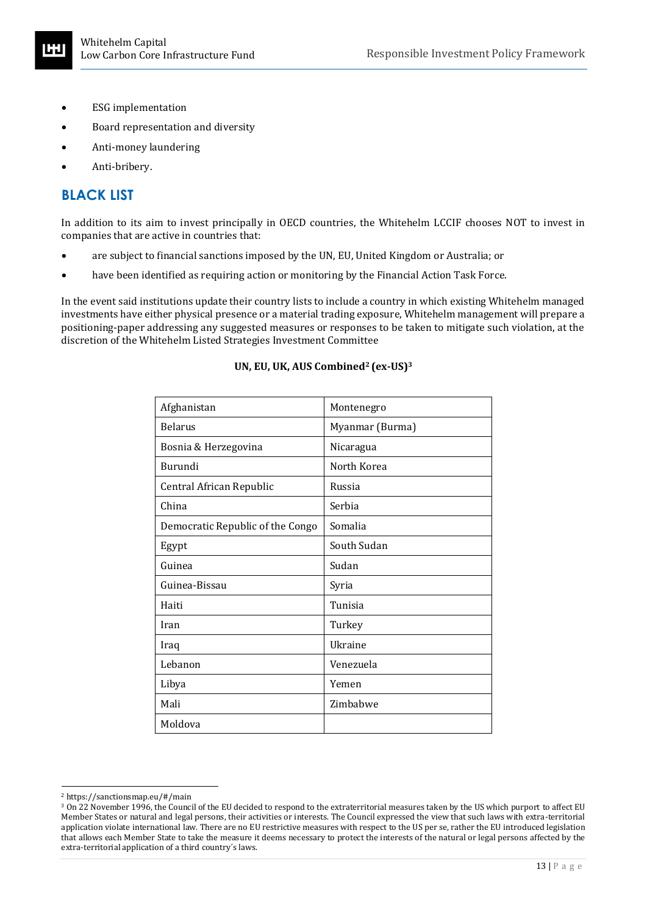- ESG implementation
- Board representation and diversity
- Anti-money laundering
- Anti-bribery.

## BLACK LIST

In addition to its aim to invest principally in OECD countries, the Whitehelm LCCIF chooses NOT to invest in companies that are active in countries that:

- are subject to financial sanctions imposed by the UN, EU, United Kingdom or Australia; or
- have been identified as requiring action or monitoring by the Financial Action Task Force.

In the event said institutions update their country lists to include a country in which existing Whitehelm managed investments have either physical presence or a material trading exposure, Whitehelm management will prepare a positioning-paper addressing any suggested measures or responses to be taken to mitigate such violation, at the discretion of the Whitehelm Listed Strategies Investment Committee

**UN, EU, UK, AUS Combined[2] (ex-US)[3]**

| | |
|---|---|
| Afghanistan | Montenegro |
| Belarus | Myanmar (Burma) |
| Bosnia & Herzegovina | Nicaragua |
| Burundi | North Korea |
| Central African Republic | Russia |
| China | Serbia |
| Democratic Republic of the Congo | Somalia |
| Egypt | South Sudan |
| Guinea | Sudan |
| Guinea-Bissau | Syria |
| Haiti | Tunisia |
| Iran | Turkey |
| Iraq | Ukraine |
| Lebanon | Venezuela |
| Libya | Yemen |
| Mali | Zimbabwe |
| Moldova | |

[2] https://sanctionsmap.eu/#/main

[3] On 22 November 1996, the Council of the EU decided to respond to the extraterritorial measures taken by the US which purport to affect EU Member States or natural and legal persons, their activities or interests. The Council expressed the view that such laws with extra-territorial application violate international law. There are no EU restrictive measures with respect to the US per se, rather the EU introduced legislation that allows each Member State to take the measure it deems necessary to protect the interests of the natural or legal persons affected by the extra-territorial application of a third country's laws.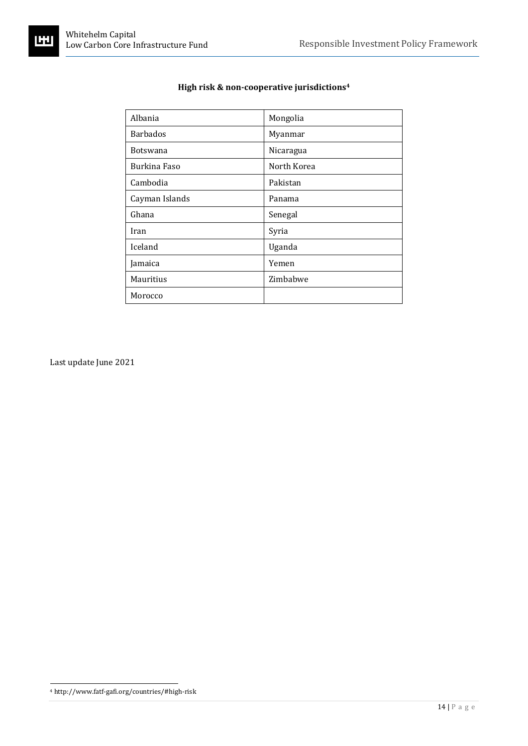**High risk & non-cooperative jurisdictions[4]**

| | |
|---|---|
| Albania | Mongolia |
| Barbados | Myanmar |
| Botswana | Nicaragua |
| Burkina Faso | North Korea |
| Cambodia | Pakistan |
| Cayman Islands | Panama |
| Ghana | Senegal |
| Iran | Syria |
| Iceland | Uganda |
| Jamaica | Yemen |
| Mauritius | Zimbabwe |
| Morocco | |

Last update June 2021

[4] http://www.fatf-gafi.org/countries/#high-risk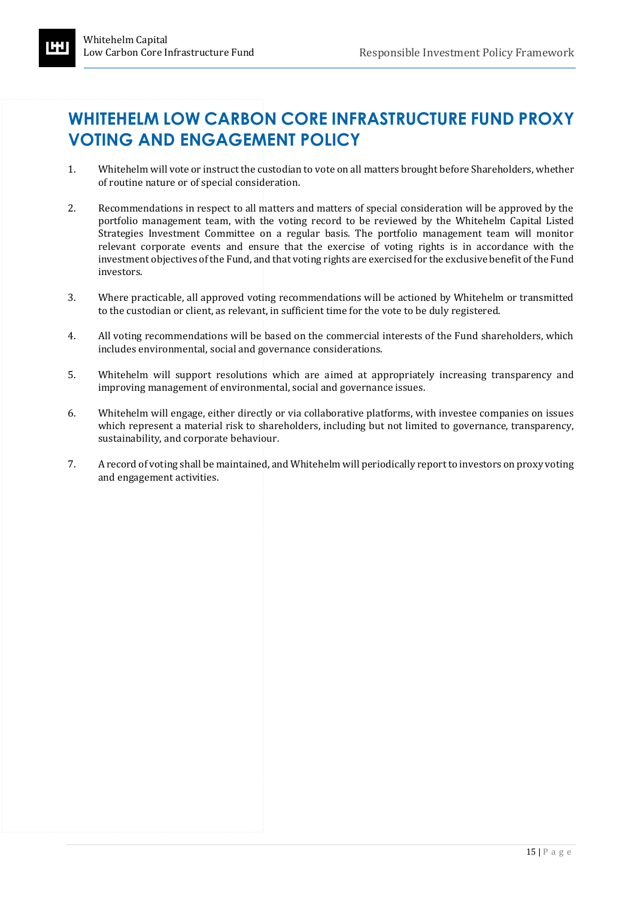# WHITEHELM LOW CARBON CORE INFRASTRUCTURE FUND PROXY VOTING AND ENGAGEMENT POLICY

1. Whitehelm will vote or instruct the custodian to vote on all matters brought before Shareholders, whether of routine nature or of special consideration.

2. Recommendations in respect to all matters and matters of special consideration will be approved by the portfolio management team, with the voting record to be reviewed by the Whitehelm Capital Listed Strategies Investment Committee on a regular basis. The portfolio management team will monitor relevant corporate events and ensure that the exercise of voting rights is in accordance with the investment objectives of the Fund, and that voting rights are exercised for the exclusive benefit of the Fund investors.

3. Where practicable, all approved voting recommendations will be actioned by Whitehelm or transmitted to the custodian or client, as relevant, in sufficient time for the vote to be duly registered.

4. All voting recommendations will be based on the commercial interests of the Fund shareholders, which includes environmental, social and governance considerations.

5. Whitehelm will support resolutions which are aimed at appropriately increasing transparency and improving management of environmental, social and governance issues.

6. Whitehelm will engage, either directly or via collaborative platforms, with investee companies on issues which represent a material risk to shareholders, including but not limited to governance, transparency, sustainability, and corporate behaviour.

7. A record of voting shall be maintained, and Whitehelm will periodically report to investors on proxy voting and engagement activities.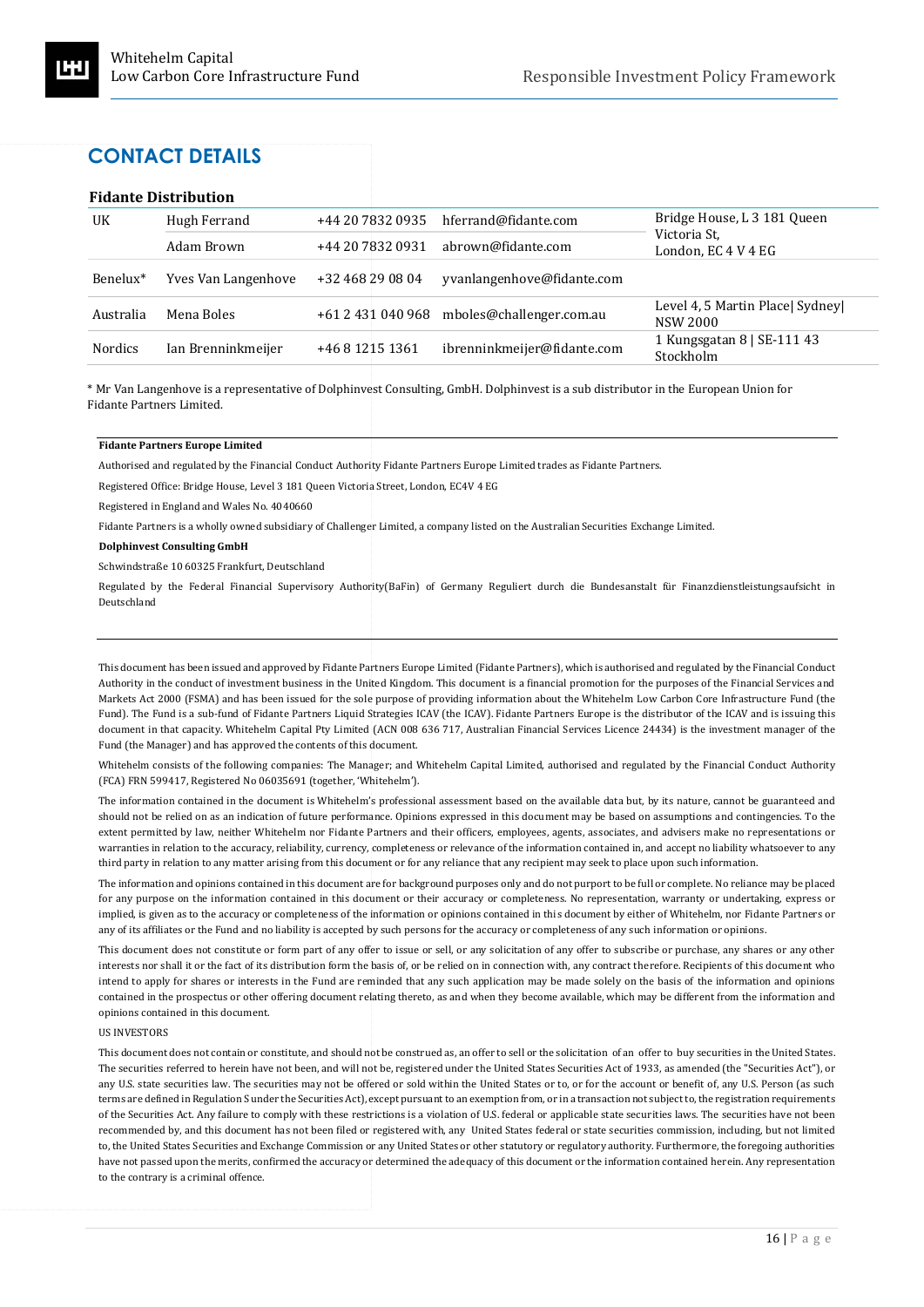# CONTACT DETAILS

### Fidante Distribution

| | | | | |
|---|---|---|---|---|
| UK | Hugh Ferrand | +44 20 7832 0935 | hferrand@fidante.com | Bridge House, L 3 181 Queen Victoria St, London, EC 4 V 4 EG |
| | Adam Brown | +44 20 7832 0931 | abrown@fidante.com | |
| Benelux* | Yves Van Langenhove | +32 468 29 08 04 | yvanlangenhove@fidante.com | |
| Australia | Mena Boles | +61 2 431 040 968 | mboles@challenger.com.au | Level 4, 5 Martin Place\| Sydney\| NSW 2000 |
| Nordics | Ian Brenninkmeijer | +46 8 1215 1361 | ibrenninkmeijer@fidante.com | 1 Kungsgatan 8 \| SE-111 43 Stockholm |

* Mr Van Langenhove is a representative of Dolphinvest Consulting, GmbH. Dolphinvest is a sub distributor in the European Union for Fidante Partners Limited.

**Fidante Partners Europe Limited**

Authorised and regulated by the Financial Conduct Authority Fidante Partners Europe Limited trades as Fidante Partners.

Registered Office: Bridge House, Level 3 181 Queen Victoria Street, London, EC4V 4 EG

Registered in England and Wales No. 4040660

Fidante Partners is a wholly owned subsidiary of Challenger Limited, a company listed on the Australian Securities Exchange Limited.

**Dolphinvest Consulting GmbH**

Schwindstraße 10 60325 Frankfurt, Deutschland

Regulated by the Federal Financial Supervisory Authority(BaFin) of Germany Reguliert durch die Bundesanstalt für Finanzdienstleistungsaufsicht in Deutschland

---

This document has been issued and approved by Fidante Partners Europe Limited (Fidante Partners), which is authorised and regulated by the Financial Conduct Authority in the conduct of investment business in the United Kingdom. This document is a financial promotion for the purposes of the Financial Services and Markets Act 2000 (FSMA) and has been issued for the sole purpose of providing information about the Whitehelm Low Carbon Core Infrastructure Fund (the Fund). The Fund is a sub-fund of Fidante Partners Liquid Strategies ICAV (the ICAV). Fidante Partners Europe is the distributor of the ICAV and is issuing this document in that capacity. Whitehelm Capital Pty Limited (ACN 008 636 717, Australian Financial Services Licence 24434) is the investment manager of the Fund (the Manager) and has approved the contents of this document.

Whitehelm consists of the following companies: The Manager; and Whitehelm Capital Limited, authorised and regulated by the Financial Conduct Authority (FCA) FRN 599417, Registered No 06035691 (together, 'Whitehelm').

The information contained in the document is Whitehelm's professional assessment based on the available data but, by its nature, cannot be guaranteed and should not be relied on as an indication of future performance. Opinions expressed in this document may be based on assumptions and contingencies. To the extent permitted by law, neither Whitehelm nor Fidante Partners and their officers, employees, agents, associates, and advisers make no representations or warranties in relation to the accuracy, reliability, currency, completeness or relevance of the information contained in, and accept no liability whatsoever to any third party in relation to any matter arising from this document or for any reliance that any recipient may seek to place upon such information.

The information and opinions contained in this document are for background purposes only and do not purport to be full or complete. No reliance may be placed for any purpose on the information contained in this document or their accuracy or completeness. No representation, warranty or undertaking, express or implied, is given as to the accuracy or completeness of the information or opinions contained in this document by either of Whitehelm, nor Fidante Partners or any of its affiliates or the Fund and no liability is accepted by such persons for the accuracy or completeness of any such information or opinions.

This document does not constitute or form part of any offer to issue or sell, or any solicitation of any offer to subscribe or purchase, any shares or any other interests nor shall it or the fact of its distribution form the basis of, or be relied on in connection with, any contract therefore. Recipients of this document who intend to apply for shares or interests in the Fund are reminded that any such application may be made solely on the basis of the information and opinions contained in the prospectus or other offering document relating thereto, as and when they become available, which may be different from the information and opinions contained in this document.

US INVESTORS

This document does not contain or constitute, and should not be construed as, an offer to sell or the solicitation of an offer to buy securities in the United States. The securities referred to herein have not been, and will not be, registered under the United States Securities Act of 1933, as amended (the "Securities Act"), or any U.S. state securities law. The securities may not be offered or sold within the United States or to, or for the account or benefit of, any U.S. Person (as such terms are defined in Regulation S under the Securities Act), except pursuant to an exemption from, or in a transaction not subject to, the registration requirements of the Securities Act. Any failure to comply with these restrictions is a violation of U.S. federal or applicable state securities laws. The securities have not been recommended by, and this document has not been filed or registered with, any United States federal or state securities commission, including, but not limited to, the United States Securities and Exchange Commission or any United States or other statutory or regulatory authority. Furthermore, the foregoing authorities have not passed upon the merits, confirmed the accuracy or determined the adequacy of this document or the information contained herein. Any representation to the contrary is a criminal offence.